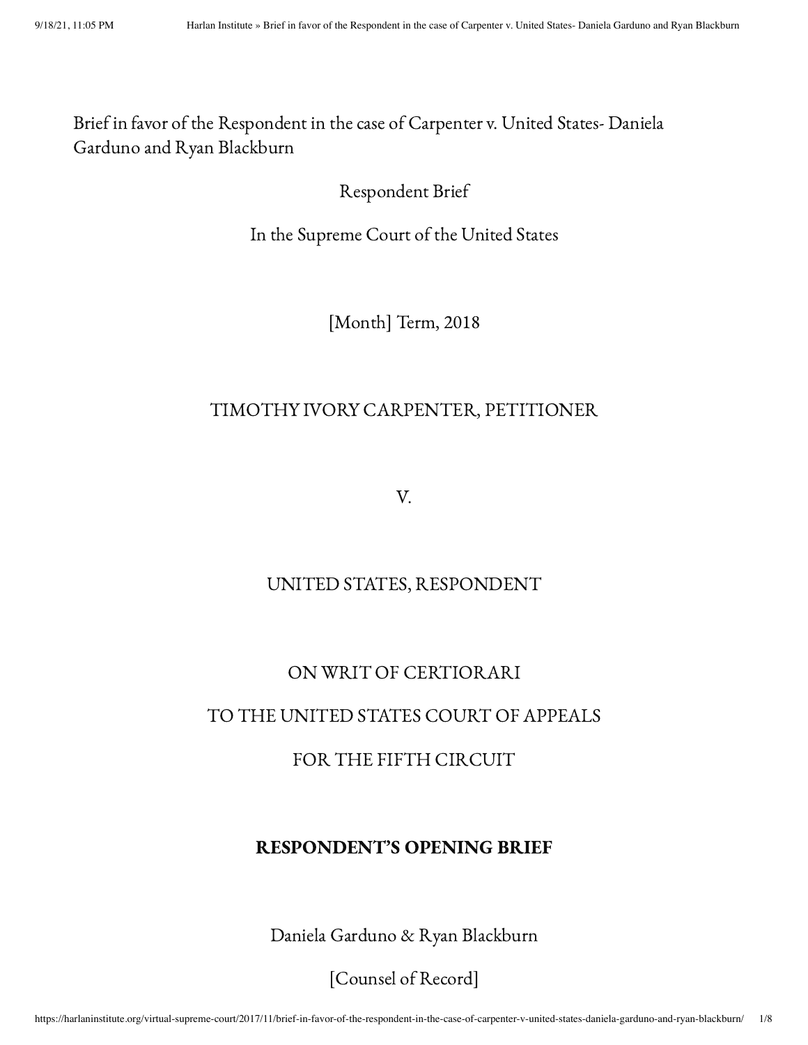Brief in favor of the Respondent in the case of Carpenter v. United States- Daniela Garduno and Ryan Blackburn

Respondent Brief

In the Supreme Court of the United States

[Month] Term, 2018

TIMOTHY IVORY CARPENTER, PETITIONER

V.

UNITED STATES, RESPONDENT

ON WRIT OF CERTIORARI

TO THE UNITED STATES COURT OF APPEALS

FOR THE FIFTH CIRCUIT

**RESPONDENT'S OPENING BRIEF**

Daniela Garduno & Ryan Blackburn

[Counsel of Record]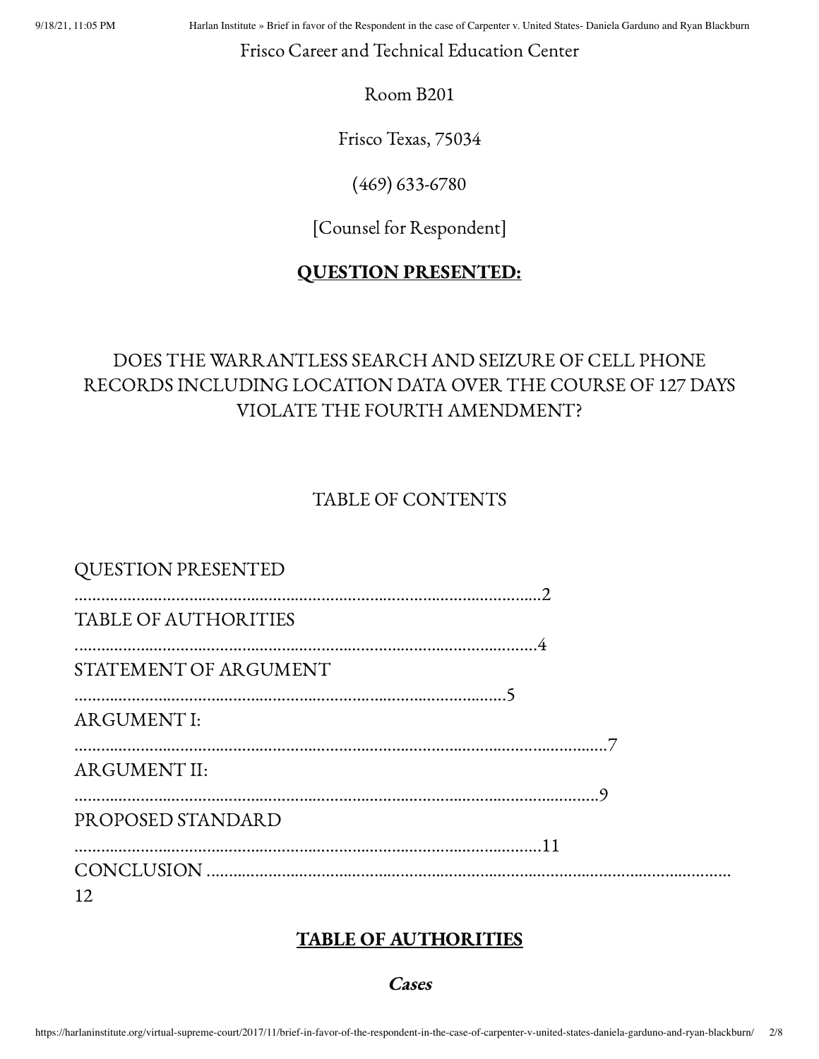Frisco Career and Technical Education Center

Room B201

Frisco Texas, 75034

(469) 633-6780

[Counsel for Respondent]

## **QUESTION PRESENTED:**

DOES THE WARRANTLESS SEARCH AND SEIZURE OF CELL PHONE RECORDS INCLUDING LOCATION DATA OVER THE COURSE OF 127 DAYS VIOLATE THE FOURTH AMENDMENT?

TABLE OF CONTENTS

QUESTION PRESENTED ..........................................................................................................2
TABLE OF AUTHORITIES ..........................................................................................................4
STATEMENT OF ARGUMENT ..................................................................................................5
ARGUMENT I: ..........................................................................................................................7
ARGUMENT II: ..........................................................................................................................9
PROPOSED STANDARD ..........................................................................................................11
CONCLUSION ..........................................................................................................12

## **TABLE OF AUTHORITIES**

### ***Cases***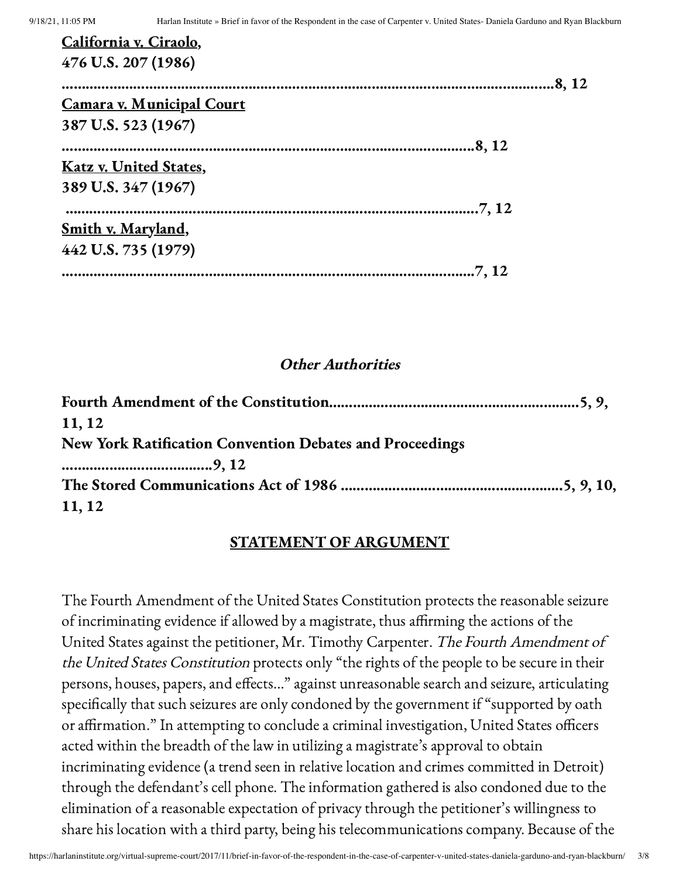**California v. Ciraolo,**
**476 U.S. 207 (1986)**
**........................................................................................................................8, 12**

**Camara v. Municipal Court**
**387 U.S. 523 (1967)**
**..............................................................................................................8, 12**

**Katz v. United States,**
**389 U.S. 347 (1967)**
**..............................................................................................................7, 12**

**Smith v. Maryland,**
**442 U.S. 735 (1979)**
**..............................................................................................................7, 12**

### *Other Authorities*

**Fourth Amendment of the Constitution..............................................................5, 9, 11, 12**

**New York Ratification Convention Debates and Proceedings ......................................9, 12**

**The Stored Communications Act of 1986 ........................................................5, 9, 10, 11, 12**

## STATEMENT OF ARGUMENT

The Fourth Amendment of the United States Constitution protects the reasonable seizure of incriminating evidence if allowed by a magistrate, thus affirming the actions of the United States against the petitioner, Mr. Timothy Carpenter. *The Fourth Amendment of the United States Constitution* protects only "the rights of the people to be secure in their persons, houses, papers, and effects…" against unreasonable search and seizure, articulating specifically that such seizures are only condoned by the government if "supported by oath or affirmation." In attempting to conclude a criminal investigation, United States officers acted within the breadth of the law in utilizing a magistrate's approval to obtain incriminating evidence (a trend seen in relative location and crimes committed in Detroit) through the defendant's cell phone. The information gathered is also condoned due to the elimination of a reasonable expectation of privacy through the petitioner's willingness to share his location with a third party, being his telecommunications company. Because of the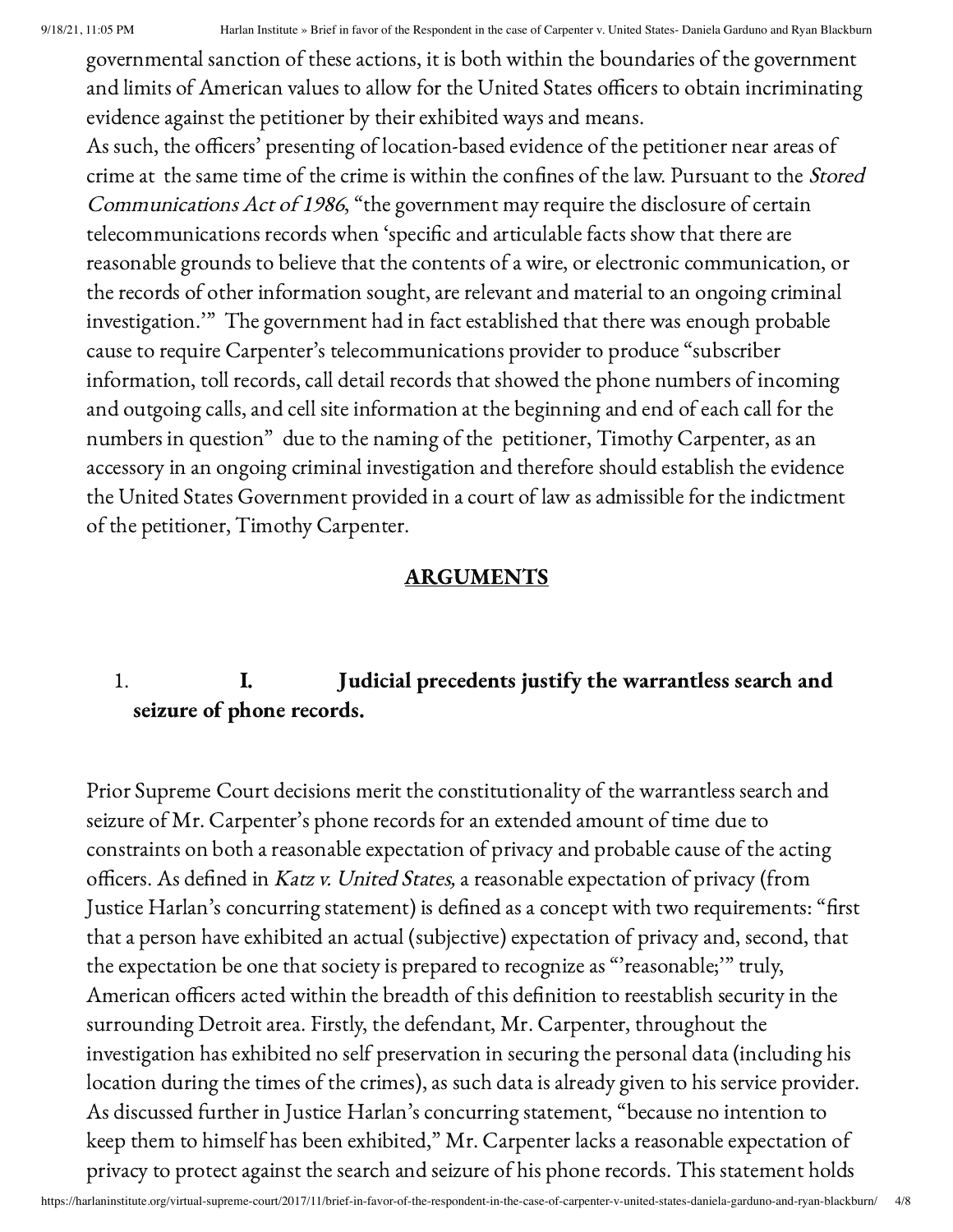governmental sanction of these actions, it is both within the boundaries of the government and limits of American values to allow for the United States officers to obtain incriminating evidence against the petitioner by their exhibited ways and means.

As such, the officers' presenting of location-based evidence of the petitioner near areas of crime at the same time of the crime is within the confines of the law. Pursuant to the *Stored Communications Act of 1986*, "the government may require the disclosure of certain telecommunications records when 'specific and articulable facts show that there are reasonable grounds to believe that the contents of a wire, or electronic communication, or the records of other information sought, are relevant and material to an ongoing criminal investigation.'" The government had in fact established that there was enough probable cause to require Carpenter's telecommunications provider to produce "subscriber information, toll records, call detail records that showed the phone numbers of incoming and outgoing calls, and cell site information at the beginning and end of each call for the numbers in question" due to the naming of the petitioner, Timothy Carpenter, as an accessory in an ongoing criminal investigation and therefore should establish the evidence the United States Government provided in a court of law as admissible for the indictment of the petitioner, Timothy Carpenter.

## ARGUMENTS

1. **I. Judicial precedents justify the warrantless search and seizure of phone records.**

Prior Supreme Court decisions merit the constitutionality of the warrantless search and seizure of Mr. Carpenter's phone records for an extended amount of time due to constraints on both a reasonable expectation of privacy and probable cause of the acting officers. As defined in *Katz v. United States,* a reasonable expectation of privacy (from Justice Harlan's concurring statement) is defined as a concept with two requirements: "first that a person have exhibited an actual (subjective) expectation of privacy and, second, that the expectation be one that society is prepared to recognize as "'reasonable;'" truly, American officers acted within the breadth of this definition to reestablish security in the surrounding Detroit area. Firstly, the defendant, Mr. Carpenter, throughout the investigation has exhibited no self preservation in securing the personal data (including his location during the times of the crimes), as such data is already given to his service provider. As discussed further in Justice Harlan's concurring statement, "because no intention to keep them to himself has been exhibited," Mr. Carpenter lacks a reasonable expectation of privacy to protect against the search and seizure of his phone records. This statement holds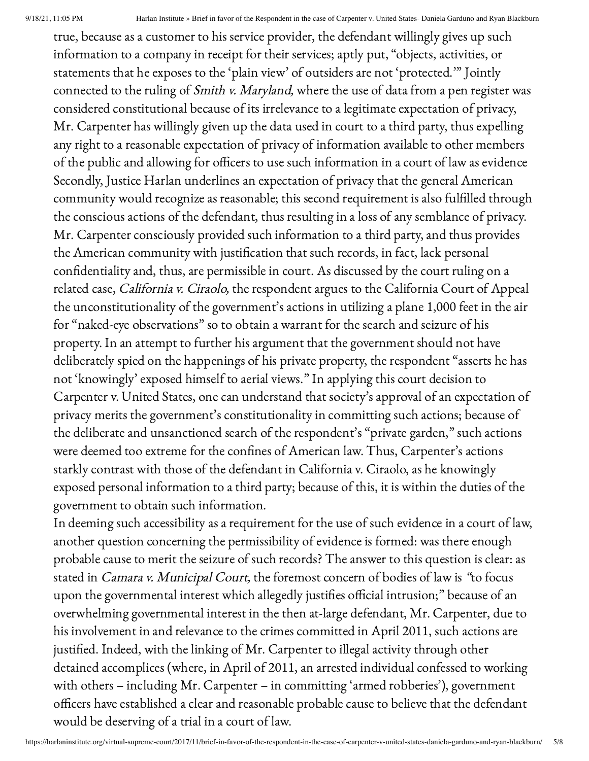true, because as a customer to his service provider, the defendant willingly gives up such information to a company in receipt for their services; aptly put, "objects, activities, or statements that he exposes to the 'plain view' of outsiders are not 'protected.'" Jointly connected to the ruling of *Smith v. Maryland,* where the use of data from a pen register was considered constitutional because of its irrelevance to a legitimate expectation of privacy, Mr. Carpenter has willingly given up the data used in court to a third party, thus expelling any right to a reasonable expectation of privacy of information available to other members of the public and allowing for officers to use such information in a court of law as evidence Secondly, Justice Harlan underlines an expectation of privacy that the general American community would recognize as reasonable; this second requirement is also fulfilled through the conscious actions of the defendant, thus resulting in a loss of any semblance of privacy. Mr. Carpenter consciously provided such information to a third party, and thus provides the American community with justification that such records, in fact, lack personal confidentiality and, thus, are permissible in court. As discussed by the court ruling on a related case, *California v. Ciraolo,* the respondent argues to the California Court of Appeal the unconstitutionality of the government's actions in utilizing a plane 1,000 feet in the air for "naked-eye observations" so to obtain a warrant for the search and seizure of his property. In an attempt to further his argument that the government should not have deliberately spied on the happenings of his private property, the respondent "asserts he has not 'knowingly' exposed himself to aerial views." In applying this court decision to Carpenter v. United States, one can understand that society's approval of an expectation of privacy merits the government's constitutionality in committing such actions; because of the deliberate and unsanctioned search of the respondent's "private garden," such actions were deemed too extreme for the confines of American law. Thus, Carpenter's actions starkly contrast with those of the defendant in California v. Ciraolo, as he knowingly exposed personal information to a third party; because of this, it is within the duties of the government to obtain such information.

In deeming such accessibility as a requirement for the use of such evidence in a court of law, another question concerning the permissibility of evidence is formed: was there enough probable cause to merit the seizure of such records? The answer to this question is clear: as stated in *Camara v. Municipal Court,* the foremost concern of bodies of law is "to focus upon the governmental interest which allegedly justifies official intrusion;" because of an overwhelming governmental interest in the then at-large defendant, Mr. Carpenter, due to his involvement in and relevance to the crimes committed in April 2011, such actions are justified. Indeed, with the linking of Mr. Carpenter to illegal activity through other detained accomplices (where, in April of 2011, an arrested individual confessed to working with others – including Mr. Carpenter – in committing 'armed robberies'), government officers have established a clear and reasonable probable cause to believe that the defendant would be deserving of a trial in a court of law.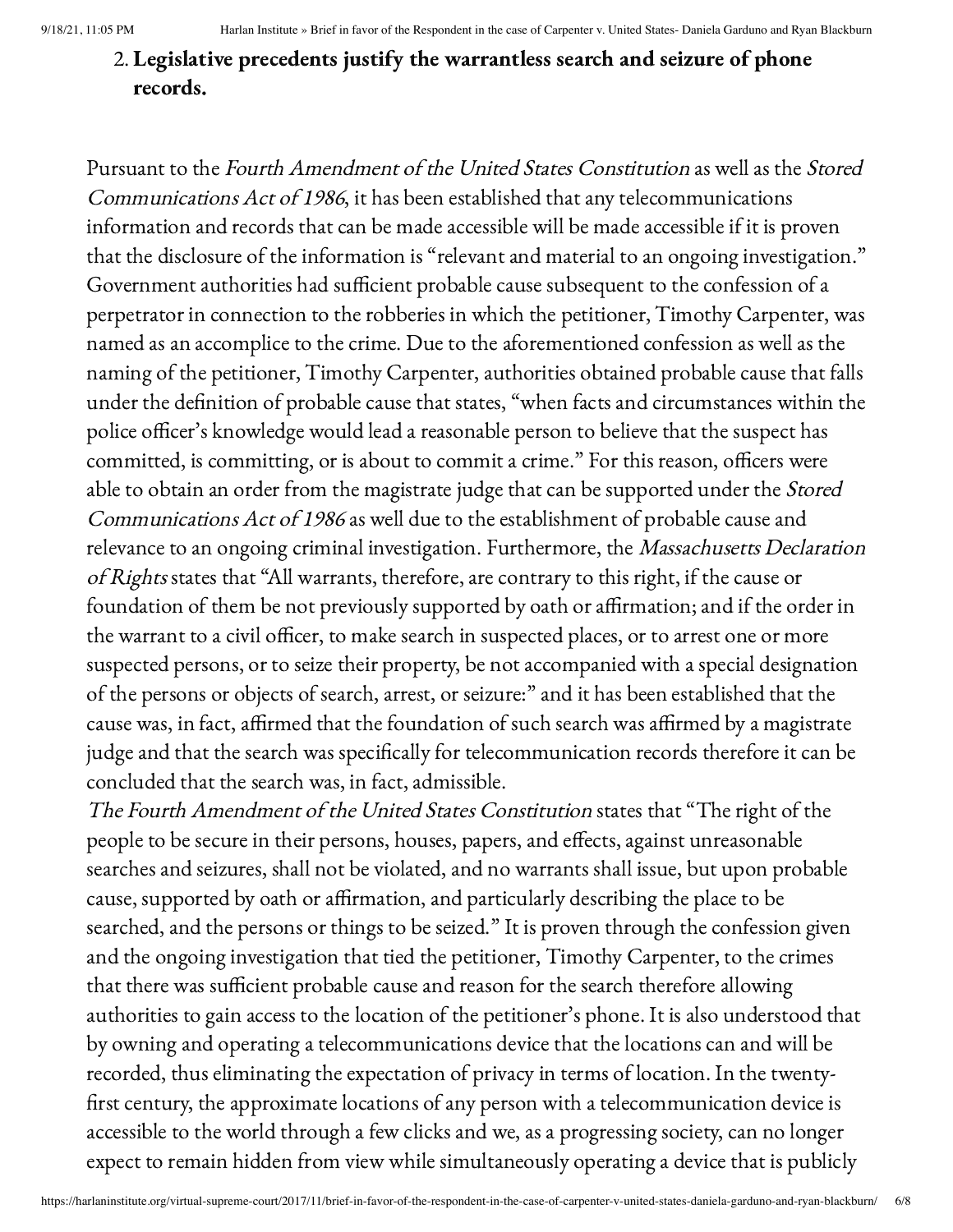2. **Legislative precedents justify the warrantless search and seizure of phone records.**

Pursuant to the *Fourth Amendment of the United States Constitution* as well as the *Stored Communications Act of 1986*, it has been established that any telecommunications information and records that can be made accessible will be made accessible if it is proven that the disclosure of the information is "relevant and material to an ongoing investigation." Government authorities had sufficient probable cause subsequent to the confession of a perpetrator in connection to the robberies in which the petitioner, Timothy Carpenter, was named as an accomplice to the crime. Due to the aforementioned confession as well as the naming of the petitioner, Timothy Carpenter, authorities obtained probable cause that falls under the definition of probable cause that states, "when facts and circumstances within the police officer's knowledge would lead a reasonable person to believe that the suspect has committed, is committing, or is about to commit a crime." For this reason, officers were able to obtain an order from the magistrate judge that can be supported under the *Stored Communications Act of 1986* as well due to the establishment of probable cause and relevance to an ongoing criminal investigation. Furthermore, the *Massachusetts Declaration of Rights* states that "All warrants, therefore, are contrary to this right, if the cause or foundation of them be not previously supported by oath or affirmation; and if the order in the warrant to a civil officer, to make search in suspected places, or to arrest one or more suspected persons, or to seize their property, be not accompanied with a special designation of the persons or objects of search, arrest, or seizure:" and it has been established that the cause was, in fact, affirmed that the foundation of such search was affirmed by a magistrate judge and that the search was specifically for telecommunication records therefore it can be concluded that the search was, in fact, admissible.

*The Fourth Amendment of the United States Constitution* states that "The right of the people to be secure in their persons, houses, papers, and effects, against unreasonable searches and seizures, shall not be violated, and no warrants shall issue, but upon probable cause, supported by oath or affirmation, and particularly describing the place to be searched, and the persons or things to be seized." It is proven through the confession given and the ongoing investigation that tied the petitioner, Timothy Carpenter, to the crimes that there was sufficient probable cause and reason for the search therefore allowing authorities to gain access to the location of the petitioner's phone. It is also understood that by owning and operating a telecommunications device that the locations can and will be recorded, thus eliminating the expectation of privacy in terms of location. In the twenty-first century, the approximate locations of any person with a telecommunication device is accessible to the world through a few clicks and we, as a progressing society, can no longer expect to remain hidden from view while simultaneously operating a device that is publicly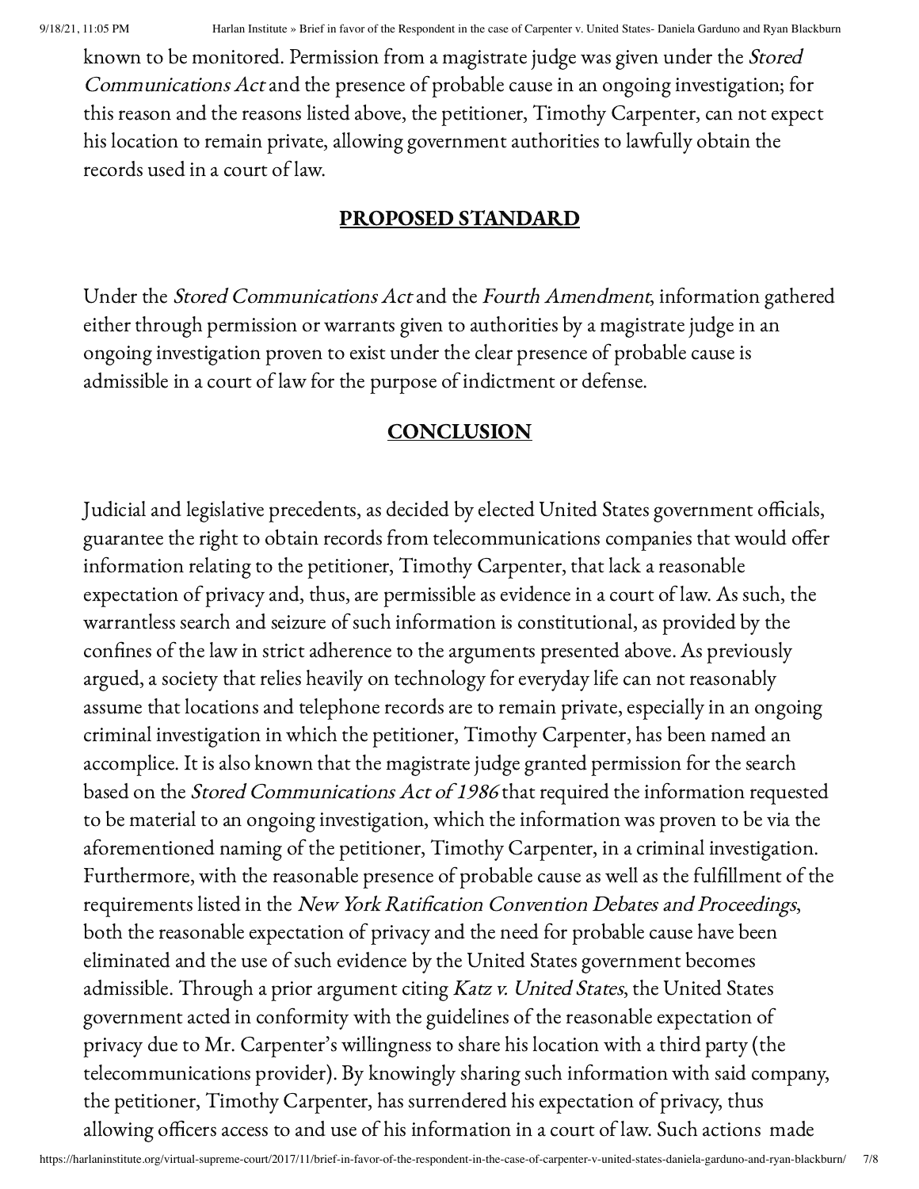known to be monitored. Permission from a magistrate judge was given under the *Stored Communications Act* and the presence of probable cause in an ongoing investigation; for this reason and the reasons listed above, the petitioner, Timothy Carpenter, can not expect his location to remain private, allowing government authorities to lawfully obtain the records used in a court of law.

## PROPOSED STANDARD

Under the *Stored Communications Act* and the *Fourth Amendment*, information gathered either through permission or warrants given to authorities by a magistrate judge in an ongoing investigation proven to exist under the clear presence of probable cause is admissible in a court of law for the purpose of indictment or defense.

## CONCLUSION

Judicial and legislative precedents, as decided by elected United States government officials, guarantee the right to obtain records from telecommunications companies that would offer information relating to the petitioner, Timothy Carpenter, that lack a reasonable expectation of privacy and, thus, are permissible as evidence in a court of law. As such, the warrantless search and seizure of such information is constitutional, as provided by the confines of the law in strict adherence to the arguments presented above. As previously argued, a society that relies heavily on technology for everyday life can not reasonably assume that locations and telephone records are to remain private, especially in an ongoing criminal investigation in which the petitioner, Timothy Carpenter, has been named an accomplice. It is also known that the magistrate judge granted permission for the search based on the *Stored Communications Act of 1986* that required the information requested to be material to an ongoing investigation, which the information was proven to be via the aforementioned naming of the petitioner, Timothy Carpenter, in a criminal investigation. Furthermore, with the reasonable presence of probable cause as well as the fulfillment of the requirements listed in the *New York Ratification Convention Debates and Proceedings*, both the reasonable expectation of privacy and the need for probable cause have been eliminated and the use of such evidence by the United States government becomes admissible. Through a prior argument citing *Katz v. United States*, the United States government acted in conformity with the guidelines of the reasonable expectation of privacy due to Mr. Carpenter's willingness to share his location with a third party (the telecommunications provider). By knowingly sharing such information with said company, the petitioner, Timothy Carpenter, has surrendered his expectation of privacy, thus allowing officers access to and use of his information in a court of law. Such actions made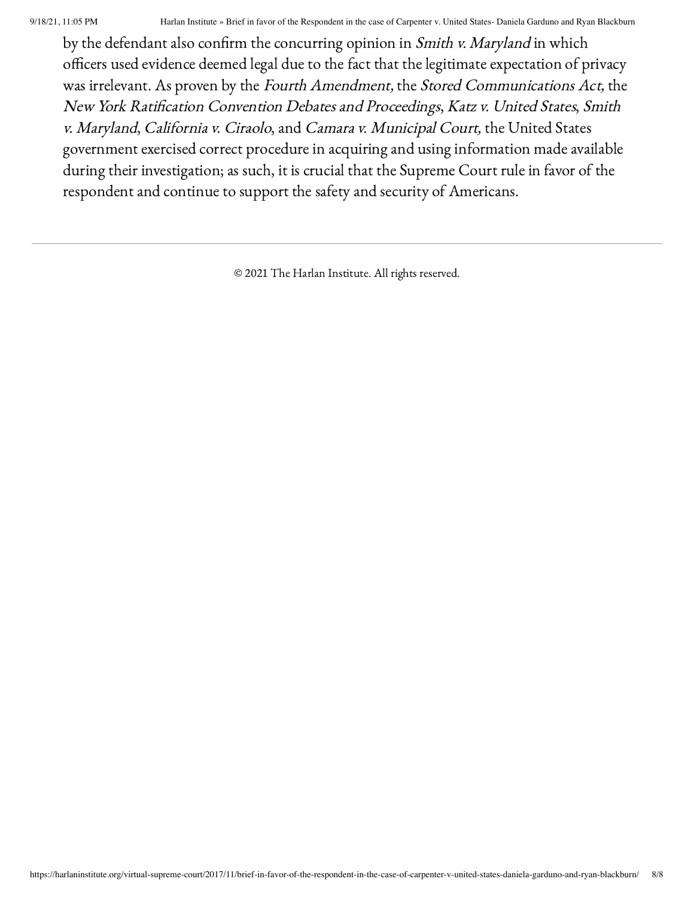by the defendant also confirm the concurring opinion in *Smith v. Maryland* in which officers used evidence deemed legal due to the fact that the legitimate expectation of privacy was irrelevant. As proven by the *Fourth Amendment,* the *Stored Communications Act,* the *New York Ratification Convention Debates and Proceedings*, *Katz v. United States*, *Smith v. Maryland*, *California v. Ciraolo*, and *Camara v. Municipal Court,* the United States government exercised correct procedure in acquiring and using information made available during their investigation; as such, it is crucial that the Supreme Court rule in favor of the respondent and continue to support the safety and security of Americans.

---

© 2021 The Harlan Institute. All rights reserved.